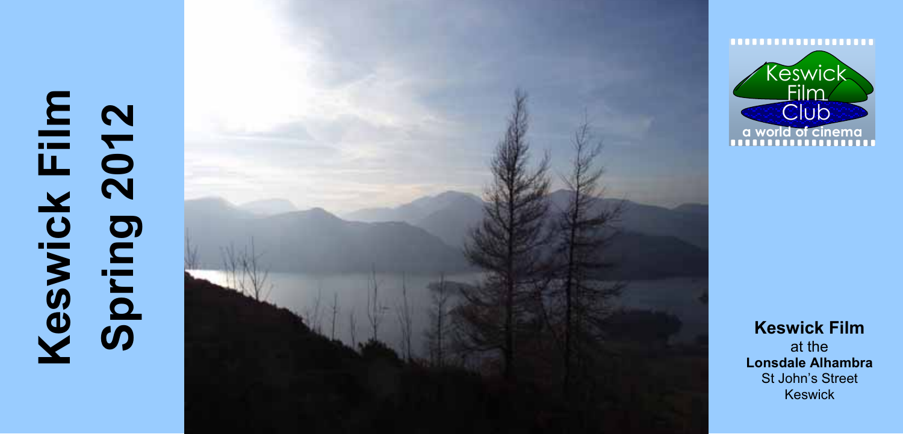# Keswick Film
# Spring 2012

Keswick Film Club

a world of cinema

**Keswick Film**
at the
**Lonsdale Alhambra**
St John's Street
Keswick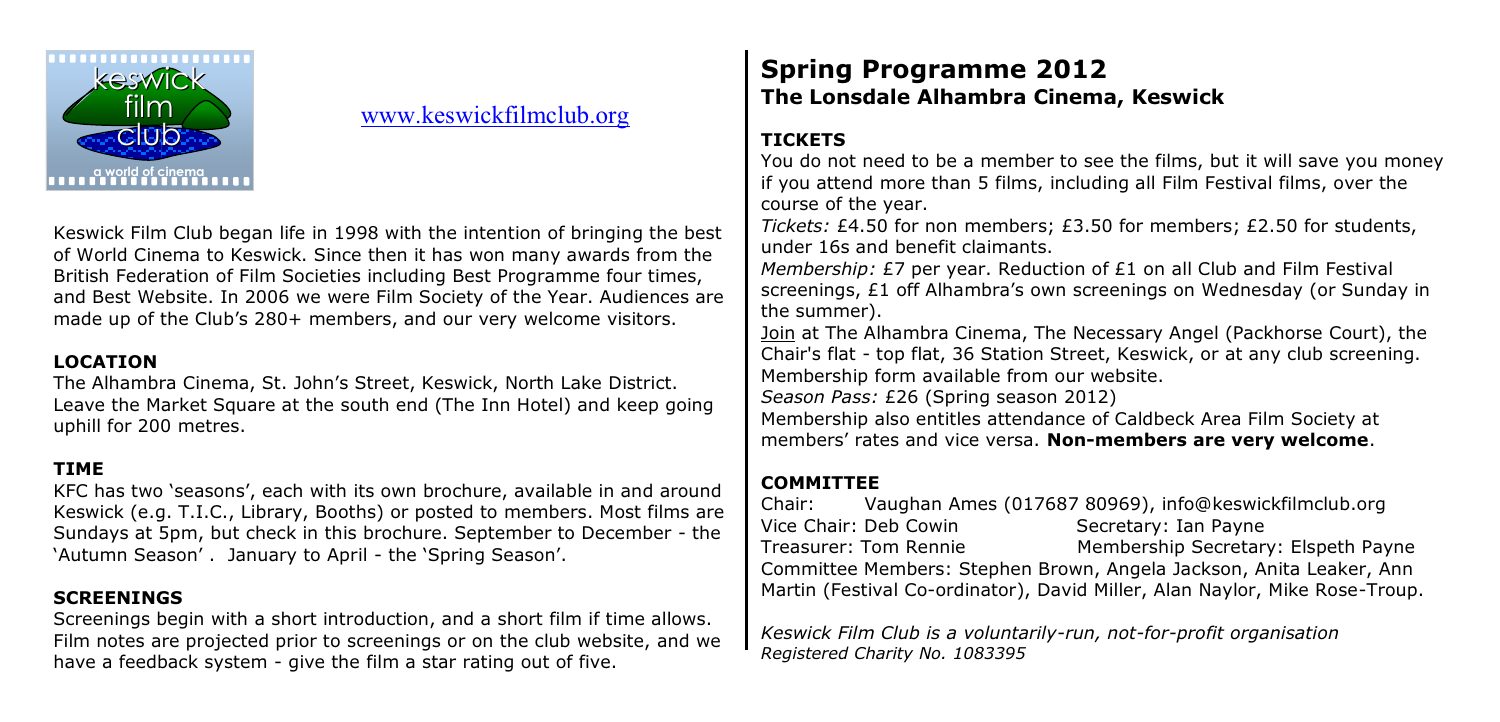www.keswickfilmclub.org

Keswick Film Club began life in 1998 with the intention of bringing the best of World Cinema to Keswick. Since then it has won many awards from the British Federation of Film Societies including Best Programme four times, and Best Website. In 2006 we were Film Society of the Year. Audiences are made up of the Club's 280+ members, and our very welcome visitors.

### LOCATION

The Alhambra Cinema, St. John's Street, Keswick, North Lake District. Leave the Market Square at the south end (The Inn Hotel) and keep going uphill for 200 metres.

### TIME

KFC has two 'seasons', each with its own brochure, available in and around Keswick (e.g. T.I.C., Library, Booths) or posted to members. Most films are Sundays at 5pm, but check in this brochure. September to December - the 'Autumn Season'. January to April - the 'Spring Season'.

### SCREENINGS

Screenings begin with a short introduction, and a short film if time allows. Film notes are projected prior to screenings or on the club website, and we have a feedback system - give the film a star rating out of five.

## Spring Programme 2012
## The Lonsdale Alhambra Cinema, Keswick

### TICKETS

You do not need to be a member to see the films, but it will save you money if you attend more than 5 films, including all Film Festival films, over the course of the year.

*Tickets:* £4.50 for non members; £3.50 for members; £2.50 for students, under 16s and benefit claimants.

*Membership:* £7 per year. Reduction of £1 on all Club and Film Festival screenings, £1 off Alhambra's own screenings on Wednesday (or Sunday in the summer).

Join at The Alhambra Cinema, The Necessary Angel (Packhorse Court), the Chair's flat - top flat, 36 Station Street, Keswick, or at any club screening. Membership form available from our website.

*Season Pass:* £26 (Spring season 2012)

Membership also entitles attendance of Caldbeck Area Film Society at members' rates and vice versa. **Non-members are very welcome**.

### COMMITTEE

Chair: Vaughan Ames (017687 80969), info@keswickfilmclub.org
Vice Chair: Deb Cowin
Secretary: Ian Payne
Treasurer: Tom Rennie
Membership Secretary: Elspeth Payne
Committee Members: Stephen Brown, Angela Jackson, Anita Leaker, Ann Martin (Festival Co-ordinator), David Miller, Alan Naylor, Mike Rose-Troup.

*Keswick Film Club is a voluntarily-run, not-for-profit organisation*
*Registered Charity No. 1083395*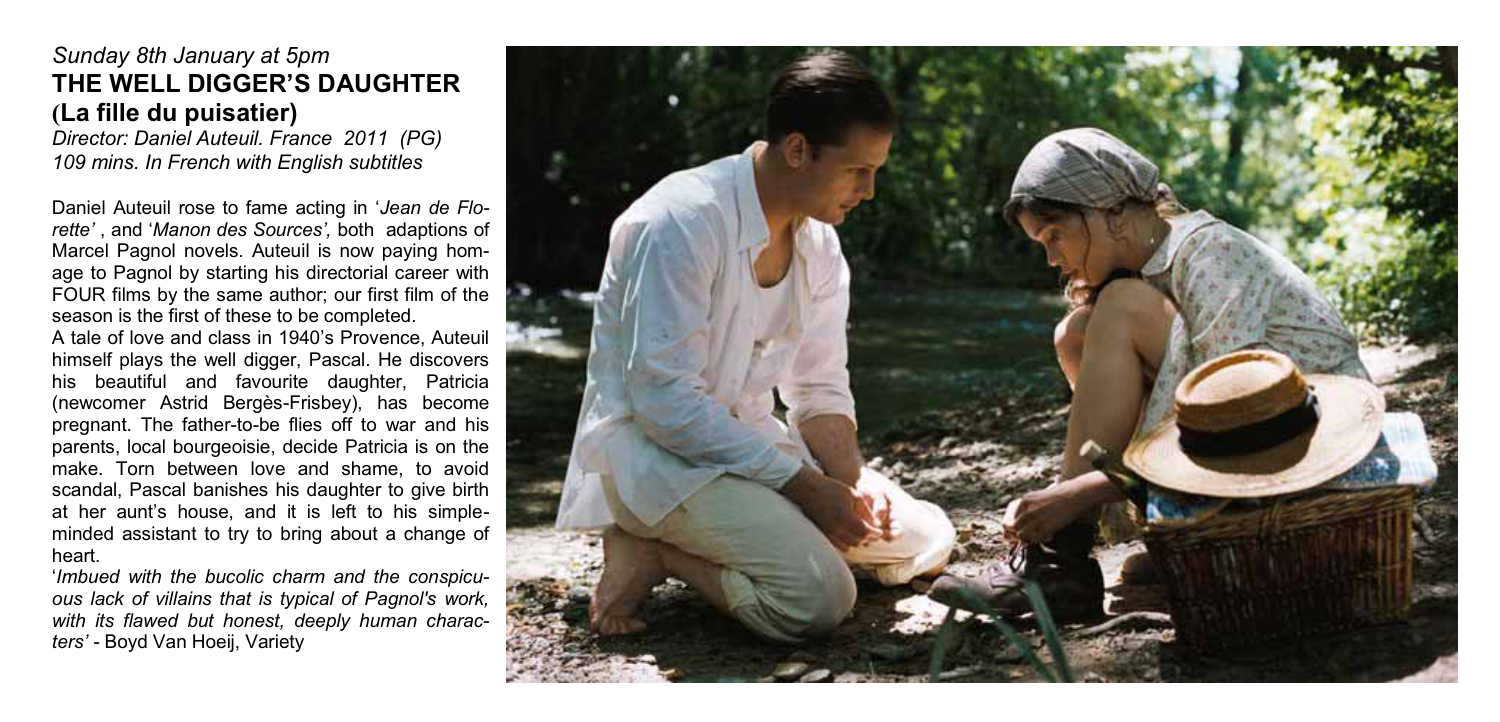*Sunday 8th January at 5pm*

## THE WELL DIGGER'S DAUGHTER (La fille du puisatier)

*Director: Daniel Auteuil. France 2011 (PG)*
*109 mins. In French with English subtitles*

Daniel Auteuil rose to fame acting in '*Jean de Florette*' , and '*Manon des Sources',* both adaptions of Marcel Pagnol novels. Auteuil is now paying homage to Pagnol by starting his directorial career with FOUR films by the same author; our first film of the season is the first of these to be completed.

A tale of love and class in 1940's Provence, Auteuil himself plays the well digger, Pascal. He discovers his beautiful and favourite daughter, Patricia (newcomer Astrid Bergès-Frisbey), has become pregnant. The father-to-be flies off to war and his parents, local bourgeoisie, decide Patricia is on the make. Torn between love and shame, to avoid scandal, Pascal banishes his daughter to give birth at her aunt's house, and it is left to his simple-minded assistant to try to bring about a change of heart.

'*Imbued with the bucolic charm and the conspicuous lack of villains that is typical of Pagnol's work, with its flawed but honest, deeply human characters'* - Boyd Van Hoeij, Variety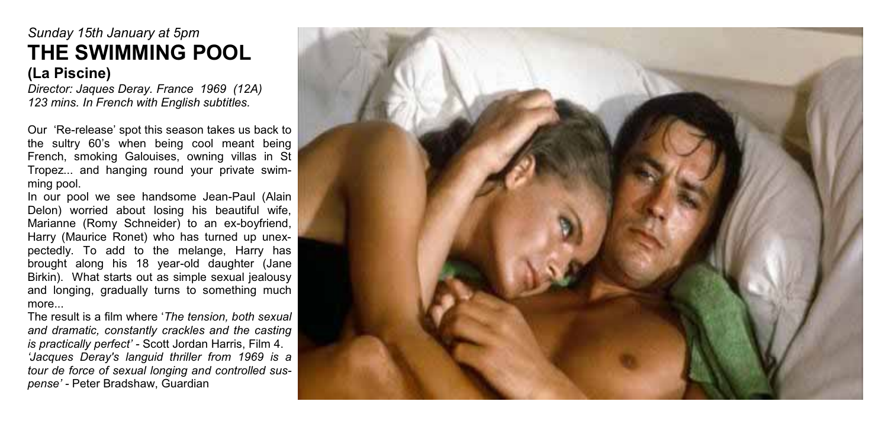*Sunday 15th January at 5pm*

# THE SWIMMING POOL

## (La Piscine)

*Director: Jaques Deray. France 1969 (12A)*
*123 mins. In French with English subtitles.*

Our 'Re-release' spot this season takes us back to the sultry 60's when being cool meant being French, smoking Galouises, owning villas in St Tropez... and hanging round your private swimming pool.

In our pool we see handsome Jean-Paul (Alain Delon) worried about losing his beautiful wife, Marianne (Romy Schneider) to an ex-boyfriend, Harry (Maurice Ronet) who has turned up unexpectedly. To add to the melange, Harry has brought along his 18 year-old daughter (Jane Birkin). What starts out as simple sexual jealousy and longing, gradually turns to something much more...

The result is a film where '*The tension, both sexual and dramatic, constantly crackles and the casting is practically perfect'* - Scott Jordan Harris, Film 4.

*'Jacques Deray's languid thriller from 1969 is a tour de force of sexual longing and controlled suspense'* - Peter Bradshaw, Guardian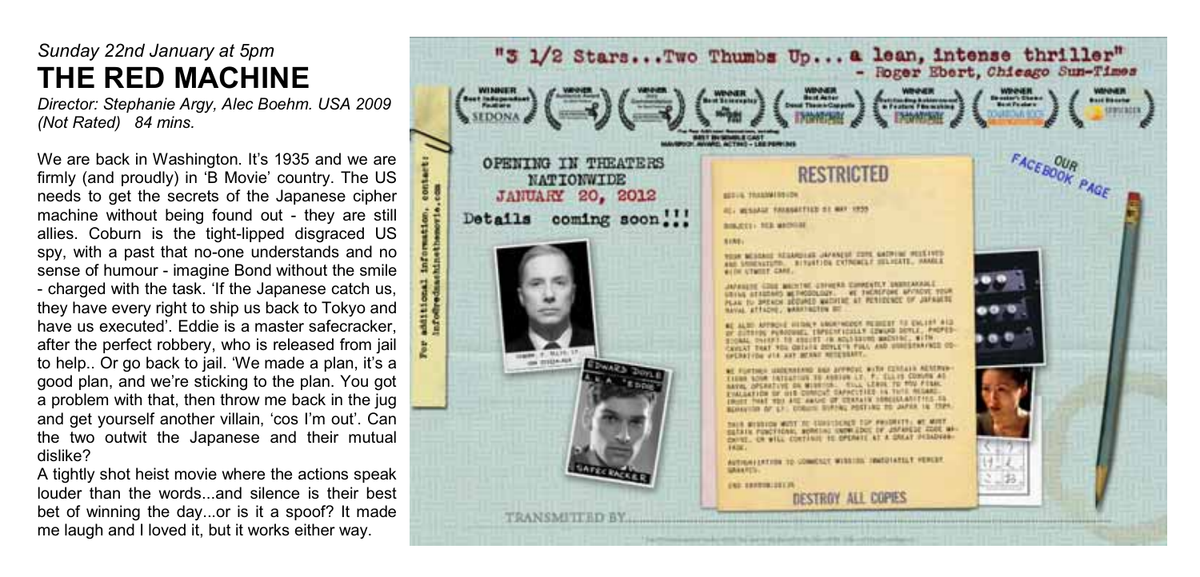*Sunday 22nd January at 5pm*

# THE RED MACHINE

*Director: Stephanie Argy, Alec Boehm. USA 2009 (Not Rated) 84 mins.*

We are back in Washington. It's 1935 and we are firmly (and proudly) in 'B Movie' country. The US needs to get the secrets of the Japanese cipher machine without being found out - they are still allies. Coburn is the tight-lipped disgraced US spy, with a past that no-one understands and no sense of humour - imagine Bond without the smile - charged with the task. 'If the Japanese catch us, they have every right to ship us back to Tokyo and have us executed'. Eddie is a master safecracker, after the perfect robbery, who is released from jail to help.. Or go back to jail. 'We made a plan, it's a good plan, and we're sticking to the plan. You got a problem with that, then throw me back in the jug and get yourself another villain, 'cos I'm out'. Can the two outwit the Japanese and their mutual dislike?

A tightly shot heist movie where the actions speak louder than the words...and silence is their best bet of winning the day...or is it a spoof? It made me laugh and I loved it, but it works either way.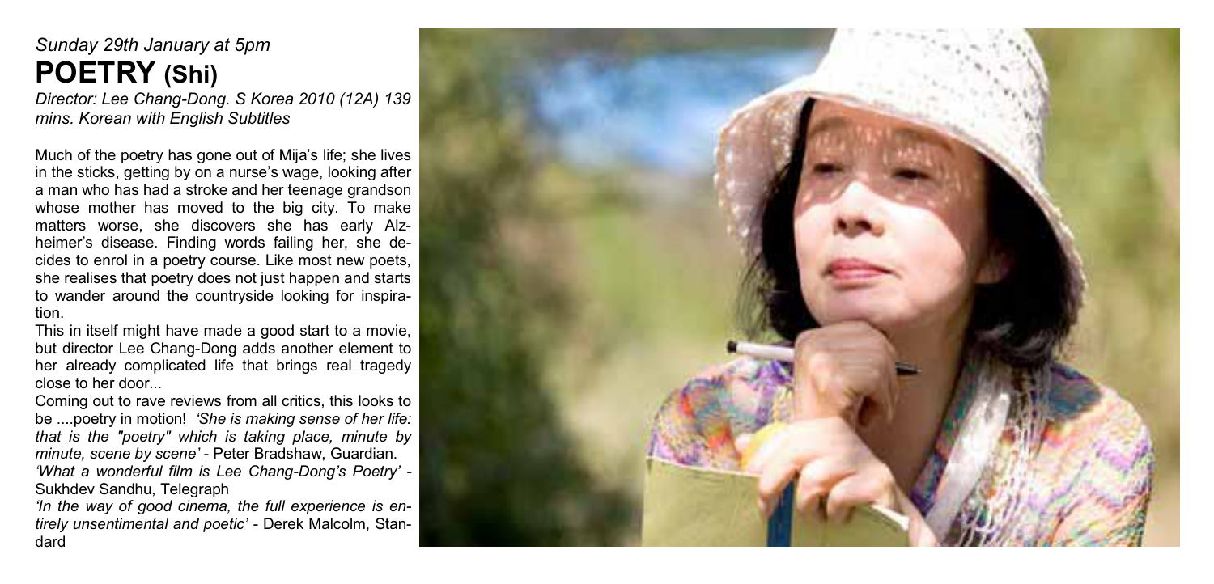*Sunday 29th January at 5pm*

# POETRY (Shi)

*Director: Lee Chang-Dong. S Korea 2010 (12A) 139 mins. Korean with English Subtitles*

Much of the poetry has gone out of Mija's life; she lives in the sticks, getting by on a nurse's wage, looking after a man who has had a stroke and her teenage grandson whose mother has moved to the big city. To make matters worse, she discovers she has early Alzheimer's disease. Finding words failing her, she decides to enrol in a poetry course. Like most new poets, she realises that poetry does not just happen and starts to wander around the countryside looking for inspiration.

This in itself might have made a good start to a movie, but director Lee Chang-Dong adds another element to her already complicated life that brings real tragedy close to her door...

Coming out to rave reviews from all critics, this looks to be ....poetry in motion! *'She is making sense of her life: that is the "poetry" which is taking place, minute by minute, scene by scene'* - Peter Bradshaw, Guardian.

*'What a wonderful film is Lee Chang-Dong's Poetry'* - Sukhdev Sandhu, Telegraph

*'In the way of good cinema, the full experience is entirely unsentimental and poetic'* - Derek Malcolm, Standard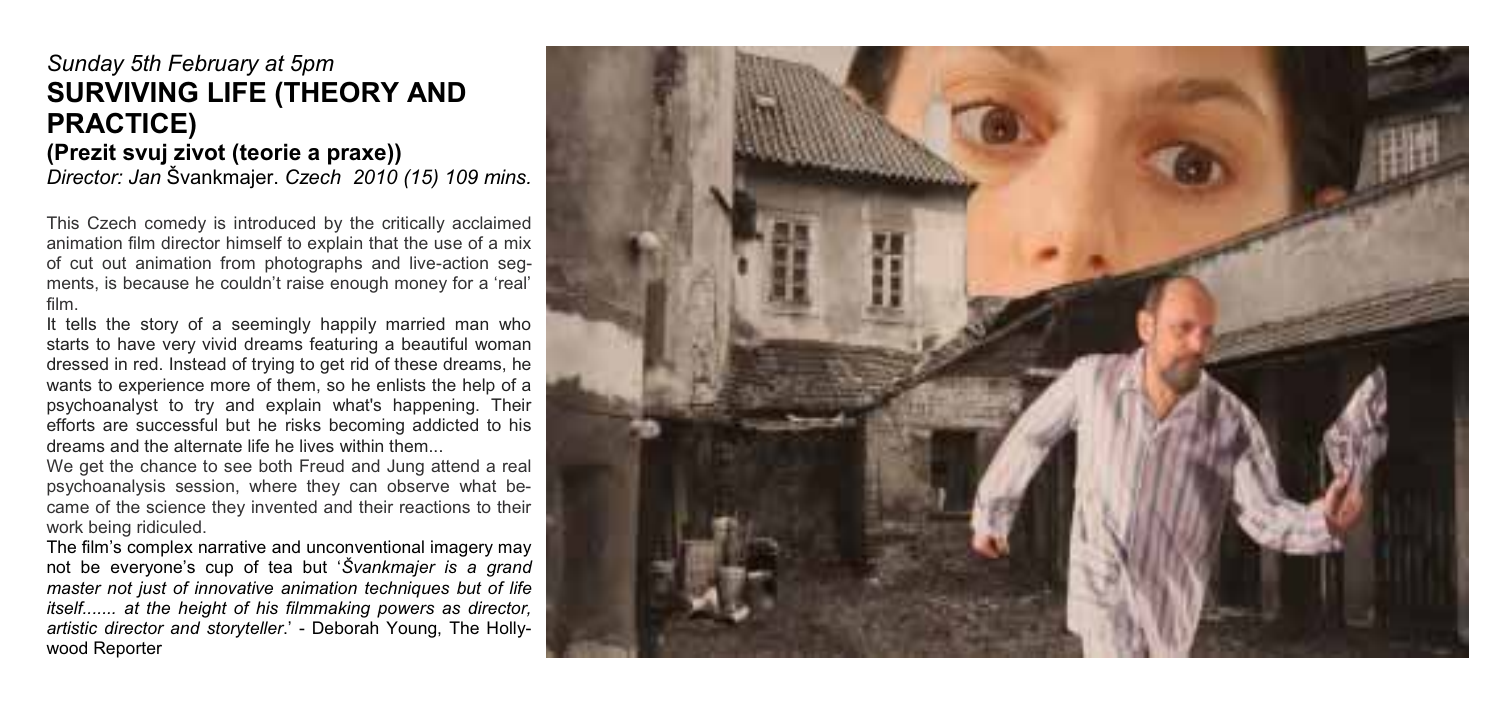*Sunday 5th February at 5pm*

## SURVIVING LIFE (THEORY AND PRACTICE)

### (Prezit svuj zivot (teorie a praxe))

*Director: Jan* Švankmajer. *Czech 2010 (15) 109 mins.*

This Czech comedy is introduced by the critically acclaimed animation film director himself to explain that the use of a mix of cut out animation from photographs and live-action segments, is because he couldn't raise enough money for a 'real' film.

It tells the story of a seemingly happily married man who starts to have very vivid dreams featuring a beautiful woman dressed in red. Instead of trying to get rid of these dreams, he wants to experience more of them, so he enlists the help of a psychoanalyst to try and explain what's happening. Their efforts are successful but he risks becoming addicted to his dreams and the alternate life he lives within them...

We get the chance to see both Freud and Jung attend a real psychoanalysis session, where they can observe what became of the science they invented and their reactions to their work being ridiculed.

The film's complex narrative and unconventional imagery may not be everyone's cup of tea but '*Švankmajer is a grand master not just of innovative animation techniques but of life itself....... at the height of his filmmaking powers as director, artistic director and storyteller*.' - Deborah Young, The Hollywood Reporter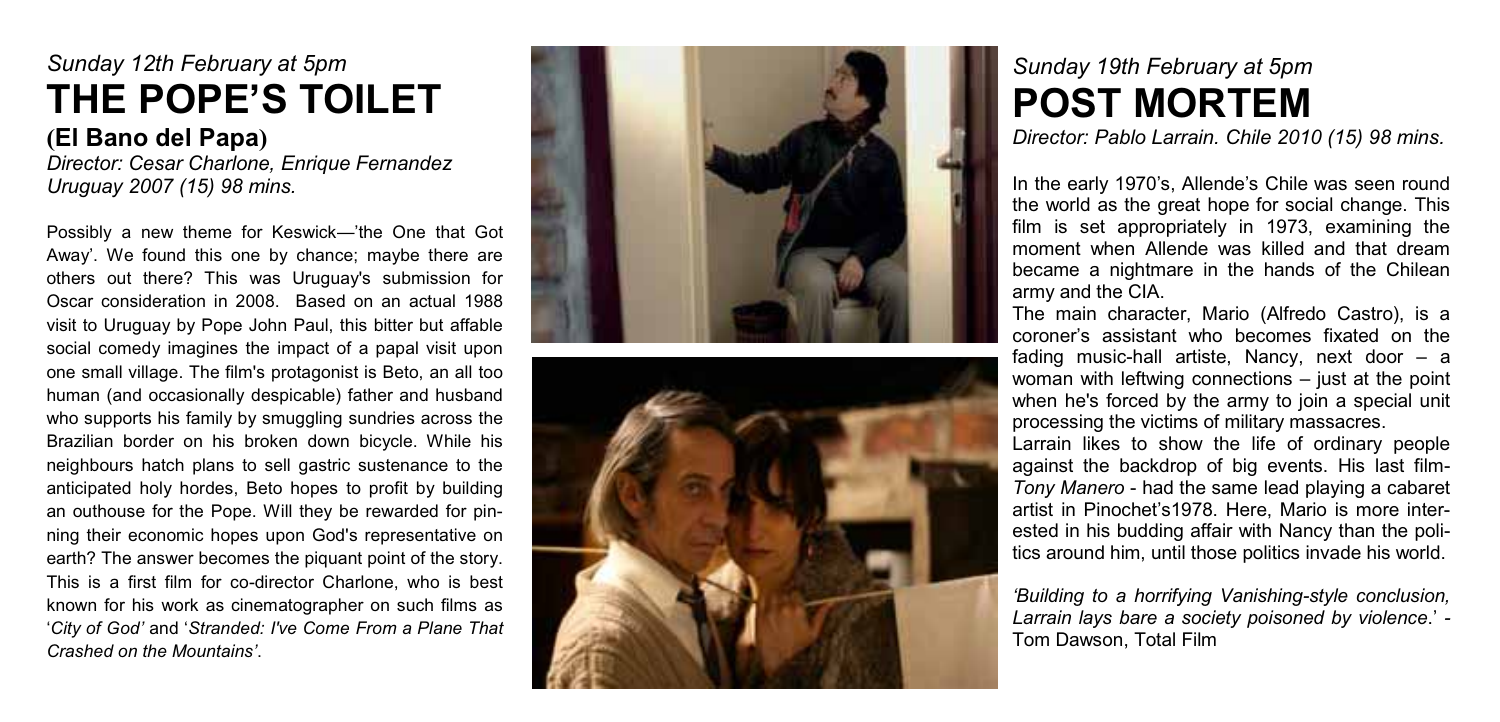*Sunday 12th February at 5pm*

# THE POPE'S TOILET

### (El Bano del Papa)

*Director: Cesar Charlone, Enrique Fernandez Uruguay 2007 (15) 98 mins.*

Possibly a new theme for Keswick—'the One that Got Away'. We found this one by chance; maybe there are others out there? This was Uruguay's submission for Oscar consideration in 2008. Based on an actual 1988 visit to Uruguay by Pope John Paul, this bitter but affable social comedy imagines the impact of a papal visit upon one small village. The film's protagonist is Beto, an all too human (and occasionally despicable) father and husband who supports his family by smuggling sundries across the Brazilian border on his broken down bicycle. While his neighbours hatch plans to sell gastric sustenance to the anticipated holy hordes, Beto hopes to profit by building an outhouse for the Pope. Will they be rewarded for pinning their economic hopes upon God's representative on earth? The answer becomes the piquant point of the story. This is a first film for co-director Charlone, who is best known for his work as cinematographer on such films as '*City of God'* and '*Stranded: I've Come From a Plane That Crashed on the Mountains'*.

*Sunday 19th February at 5pm*

# POST MORTEM

*Director: Pablo Larrain. Chile 2010 (15) 98 mins.*

In the early 1970's, Allende's Chile was seen round the world as the great hope for social change. This film is set appropriately in 1973, examining the moment when Allende was killed and that dream became a nightmare in the hands of the Chilean army and the CIA.

The main character, Mario (Alfredo Castro), is a coroner's assistant who becomes fixated on the fading music-hall artiste, Nancy, next door – a woman with leftwing connections – just at the point when he's forced by the army to join a special unit processing the victims of military massacres.

Larrain likes to show the life of ordinary people against the backdrop of big events. His last film- *Tony Manero* - had the same lead playing a cabaret artist in Pinochet's1978. Here, Mario is more interested in his budding affair with Nancy than the politics around him, until those politics invade his world.

*'Building to a horrifying Vanishing-style conclusion, Larrain lays bare a society poisoned by violence*.' - Tom Dawson, Total Film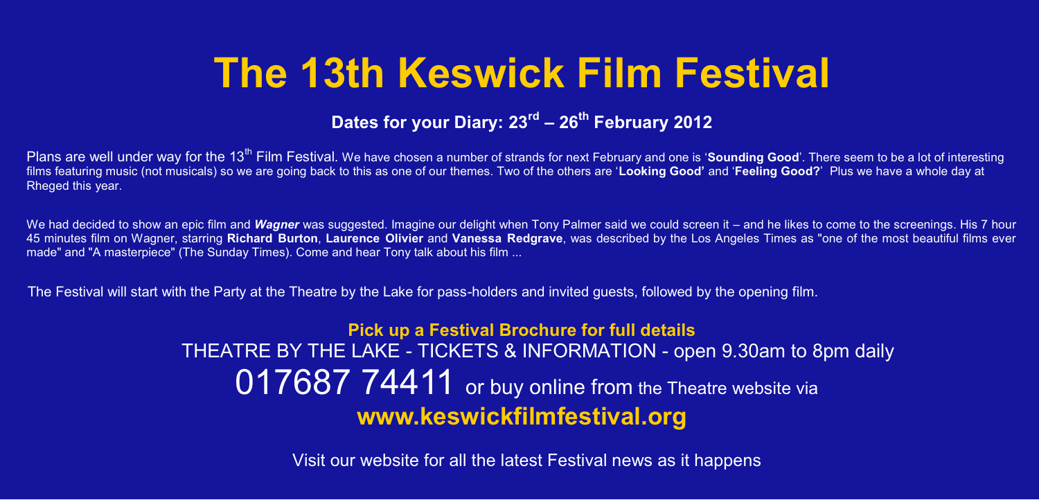# The 13th Keswick Film Festival

## Dates for your Diary: 23rd – 26th February 2012

Plans are well under way for the 13th Film Festival. We have chosen a number of strands for next February and one is '**Sounding Good**'. There seem to be a lot of interesting films featuring music (not musicals) so we are going back to this as one of our themes. Two of the others are '**Looking Good**' and '**Feeling Good?**' Plus we have a whole day at Rheged this year.

We had decided to show an epic film and ***Wagner*** was suggested. Imagine our delight when Tony Palmer said we could screen it – and he likes to come to the screenings. His 7 hour 45 minutes film on Wagner, starring **Richard Burton**, **Laurence Olivier** and **Vanessa Redgrave**, was described by the Los Angeles Times as "one of the most beautiful films ever made" and "A masterpiece" (The Sunday Times). Come and hear Tony talk about his film ...

The Festival will start with the Party at the Theatre by the Lake for pass-holders and invited guests, followed by the opening film.

**Pick up a Festival Brochure for full details**

THEATRE BY THE LAKE - TICKETS & INFORMATION - open 9.30am to 8pm daily

017687 74411 or buy online from the Theatre website via

**www.keswickfilmfestival.org**

Visit our website for all the latest Festival news as it happens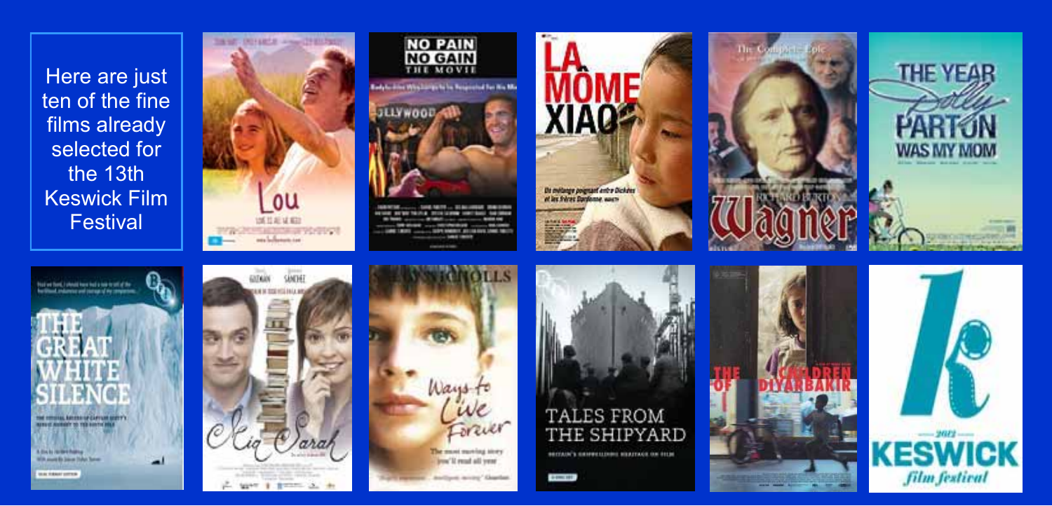Here are just ten of the fine films already selected for the 13th Keswick Film Festival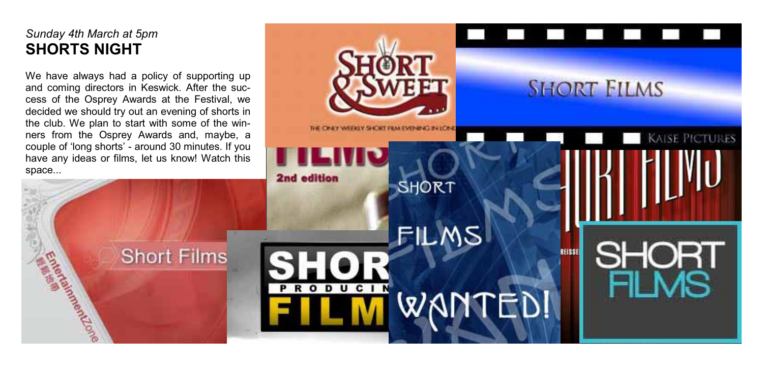*Sunday 4th March at 5pm*

## SHORTS NIGHT

We have always had a policy of supporting up and coming directors in Keswick. After the success of the Osprey Awards at the Festival, we decided we should try out an evening of shorts in the club. We plan to start with some of the winners from the Osprey Awards and, maybe, a couple of 'long shorts' - around 30 minutes. If you have any ideas or films, let us know! Watch this space...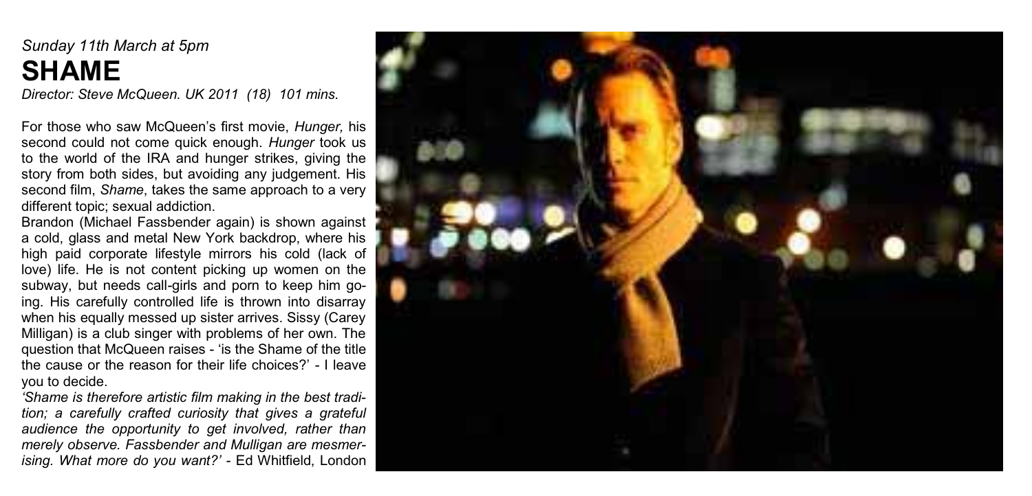*Sunday 11th March at 5pm*

# SHAME

*Director: Steve McQueen. UK 2011 (18) 101 mins.*

For those who saw McQueen's first movie, *Hunger,* his second could not come quick enough. *Hunger* took us to the world of the IRA and hunger strikes, giving the story from both sides, but avoiding any judgement. His second film, *Shame*, takes the same approach to a very different topic; sexual addiction.

Brandon (Michael Fassbender again) is shown against a cold, glass and metal New York backdrop, where his high paid corporate lifestyle mirrors his cold (lack of love) life. He is not content picking up women on the subway, but needs call-girls and porn to keep him going. His carefully controlled life is thrown into disarray when his equally messed up sister arrives. Sissy (Carey Milligan) is a club singer with problems of her own. The question that McQueen raises - 'is the Shame of the title the cause or the reason for their life choices?' - I leave you to decide.

*'Shame is therefore artistic film making in the best tradition; a carefully crafted curiosity that gives a grateful audience the opportunity to get involved, rather than merely observe. Fassbender and Mulligan are mesmerising. What more do you want?'* - Ed Whitfield, London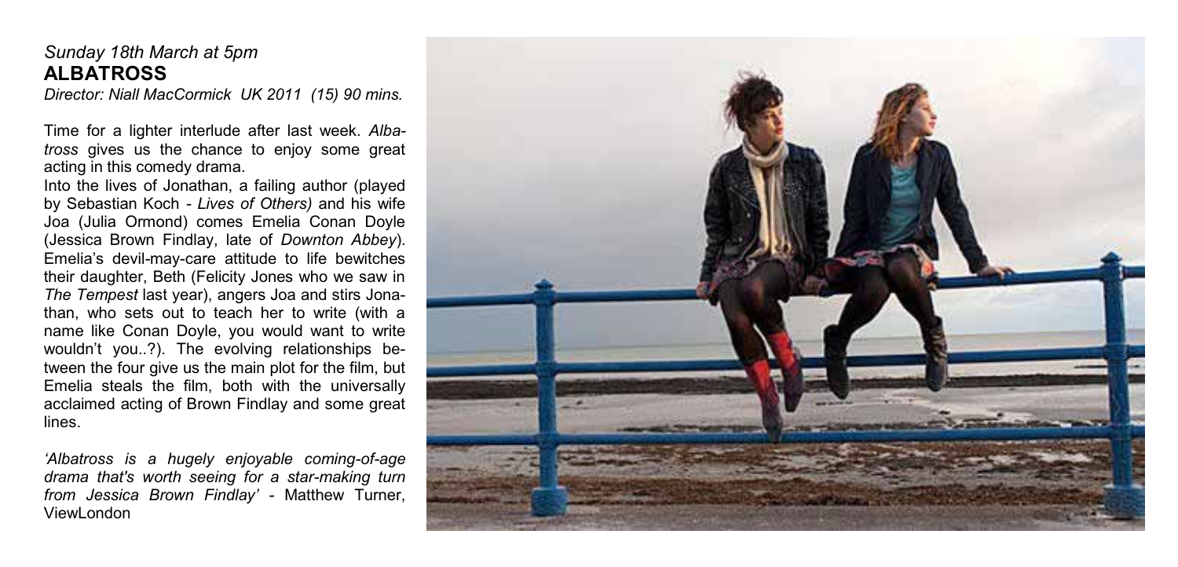*Sunday 18th March at 5pm*

## ALBATROSS

*Director: Niall MacCormick UK 2011 (15) 90 mins.*

Time for a lighter interlude after last week. *Albatross* gives us the chance to enjoy some great acting in this comedy drama.

Into the lives of Jonathan, a failing author (played by Sebastian Koch - *Lives of Others)* and his wife Joa (Julia Ormond) comes Emelia Conan Doyle (Jessica Brown Findlay, late of *Downton Abbey*). Emelia's devil-may-care attitude to life bewitches their daughter, Beth (Felicity Jones who we saw in *The Tempest* last year), angers Joa and stirs Jonathan, who sets out to teach her to write (with a name like Conan Doyle, you would want to write wouldn't you..?). The evolving relationships between the four give us the main plot for the film, but Emelia steals the film, both with the universally acclaimed acting of Brown Findlay and some great lines.

*'Albatross is a hugely enjoyable coming-of-age drama that's worth seeing for a star-making turn from Jessica Brown Findlay'* - Matthew Turner, ViewLondon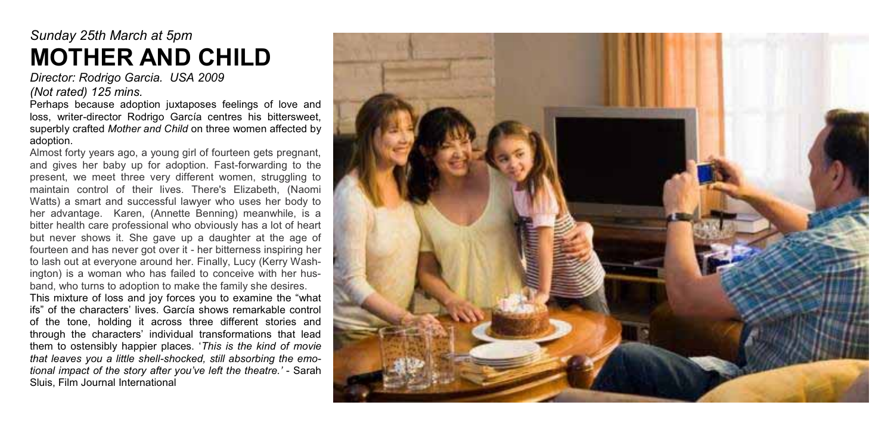*Sunday 25th March at 5pm*

# MOTHER AND CHILD

*Director: Rodrigo Garcia. USA 2009*
*(Not rated) 125 mins.*

Perhaps because adoption juxtaposes feelings of love and loss, writer-director Rodrigo García centres his bittersweet, superbly crafted *Mother and Child* on three women affected by adoption.

Almost forty years ago, a young girl of fourteen gets pregnant, and gives her baby up for adoption. Fast-forwarding to the present, we meet three very different women, struggling to maintain control of their lives. There's Elizabeth, (Naomi Watts) a smart and successful lawyer who uses her body to her advantage. Karen, (Annette Benning) meanwhile, is a bitter health care professional who obviously has a lot of heart but never shows it. She gave up a daughter at the age of fourteen and has never got over it - her bitterness inspiring her to lash out at everyone around her. Finally, Lucy (Kerry Washington) is a woman who has failed to conceive with her husband, who turns to adoption to make the family she desires.

This mixture of loss and joy forces you to examine the "what ifs" of the characters' lives. García shows remarkable control of the tone, holding it across three different stories and through the characters' individual transformations that lead them to ostensibly happier places. '*This is the kind of movie that leaves you a little shell-shocked, still absorbing the emotional impact of the story after you've left the theatre.'* - Sarah Sluis, Film Journal International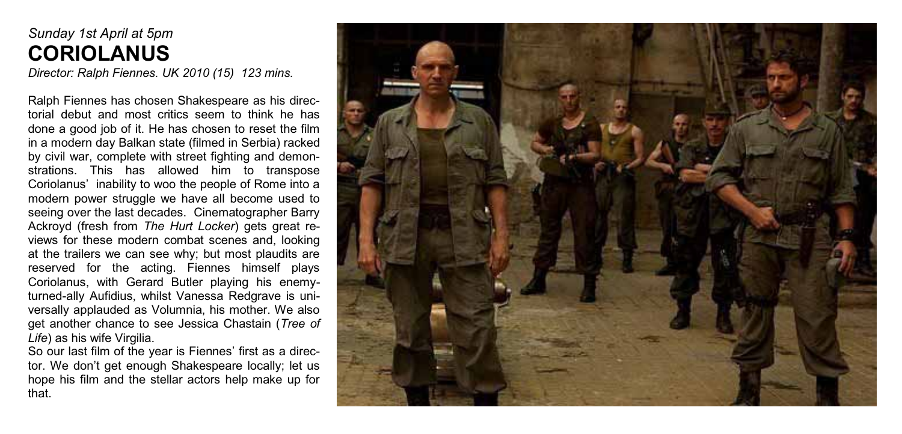*Sunday 1st April at 5pm*

# CORIOLANUS

*Director: Ralph Fiennes. UK 2010 (15) 123 mins.*

Ralph Fiennes has chosen Shakespeare as his directorial debut and most critics seem to think he has done a good job of it. He has chosen to reset the film in a modern day Balkan state (filmed in Serbia) racked by civil war, complete with street fighting and demonstrations. This has allowed him to transpose Coriolanus' inability to woo the people of Rome into a modern power struggle we have all become used to seeing over the last decades. Cinematographer Barry Ackroyd (fresh from *The Hurt Locker*) gets great reviews for these modern combat scenes and, looking at the trailers we can see why; but most plaudits are reserved for the acting. Fiennes himself plays Coriolanus, with Gerard Butler playing his enemy-turned-ally Aufidius, whilst Vanessa Redgrave is universally applauded as Volumnia, his mother. We also get another chance to see Jessica Chastain (*Tree of Life*) as his wife Virgilia.

So our last film of the year is Fiennes' first as a director. We don't get enough Shakespeare locally; let us hope his film and the stellar actors help make up for that.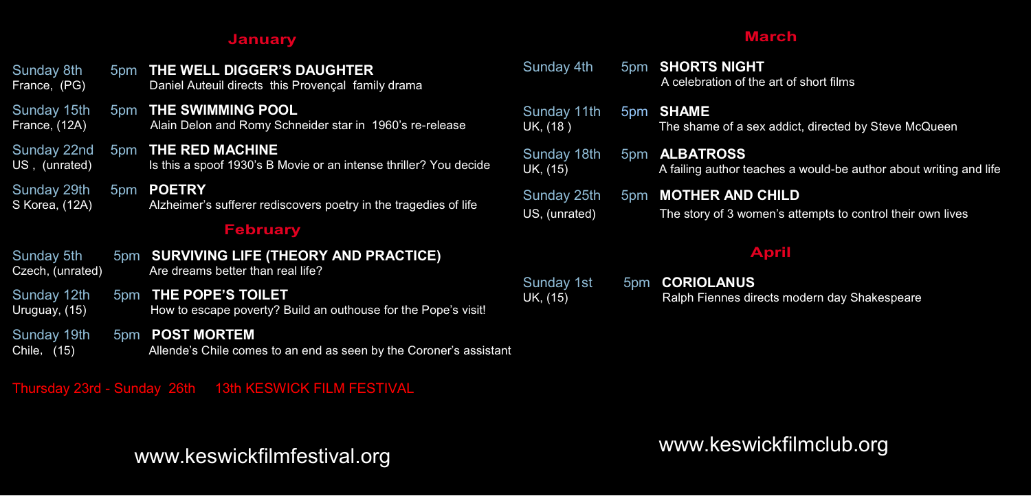## January

**Sunday 8th** France, (PG) — 5pm **THE WELL DIGGER'S DAUGHTER**
Daniel Auteuil directs this Provençal family drama

**Sunday 15th** France, (12A) — 5pm **THE SWIMMING POOL**
Alain Delon and Romy Schneider star in 1960's re-release

**Sunday 22nd** US, (unrated) — 5pm **THE RED MACHINE**
Is this a spoof 1930's B Movie or an intense thriller? You decide

**Sunday 29th** S Korea, (12A) — 5pm **POETRY**
Alzheimer's sufferer rediscovers poetry in the tragedies of life

## February

**Sunday 5th** Czech, (unrated) — 5pm **SURVIVING LIFE (THEORY AND PRACTICE)**
Are dreams better than real life?

**Sunday 12th** Uruguay, (15) — 5pm **THE POPE'S TOILET**
How to escape poverty? Build an outhouse for the Pope's visit!

**Sunday 19th** Chile, (15) — 5pm **POST MORTEM**
Allende's Chile comes to an end as seen by the Coroner's assistant

Thursday 23rd - Sunday 26th 13th KESWICK FILM FESTIVAL

www.keswickfilmfestival.org

## March

**Sunday 4th** — 5pm **SHORTS NIGHT**
A celebration of the art of short films

**Sunday 11th** UK, (18) — 5pm **SHAME**
The shame of a sex addict, directed by Steve McQueen

**Sunday 18th** UK, (15) — 5pm **ALBATROSS**
A failing author teaches a would-be author about writing and life

**Sunday 25th** US, (unrated) — 5pm **MOTHER AND CHILD**
The story of 3 women's attempts to control their own lives

## April

**Sunday 1st** UK, (15) — 5pm **CORIOLANUS**
Ralph Fiennes directs modern day Shakespeare

www.keswickfilmclub.org